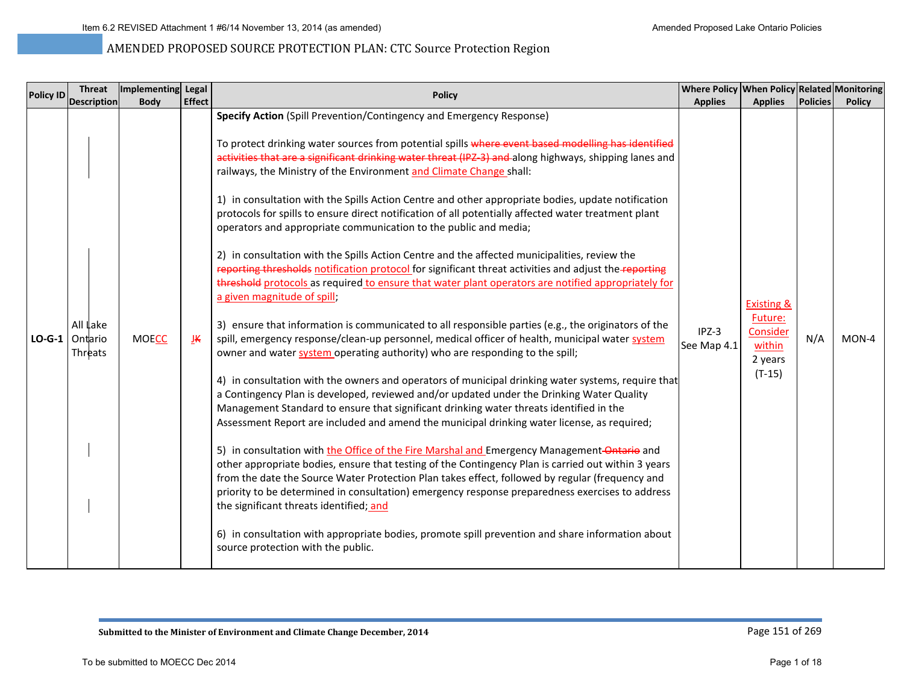AMENDED PROPOSED SOURCE PROTECTION PLAN: CTC Source Protection Region

| Policy ID | Threat Description | Implementing Body | Legal Effect | Policy | Where Policy Applies | When Policy Applies | Related Policies | Monitoring Policy |
|---|---|---|---|---|---|---|---|---|
| **LO-G-1** | All Lake Ontario Threats | MOECC | JK | **Specify Action** (Spill Prevention/Contingency and Emergency Response)<br><br>To protect drinking water sources from potential spills ~~where event based modelling has identified activities that are a significant drinking water threat (IPZ-3) and~~ along highways, shipping lanes and railways, the Ministry of the Environment and Climate Change shall:<br><br>1) in consultation with the Spills Action Centre and other appropriate bodies, update notification protocols for spills to ensure direct notification of all potentially affected water treatment plant operators and appropriate communication to the public and media;<br><br>2) in consultation with the Spills Action Centre and the affected municipalities, review the ~~reporting thresholds~~ notification protocol for significant threat activities and adjust the ~~reporting threshold~~ protocols as required to ensure that water plant operators are notified appropriately for a given magnitude of spill;<br><br>3) ensure that information is communicated to all responsible parties (e.g., the originators of the spill, emergency response/clean-up personnel, medical officer of health, municipal water system owner and water system operating authority) who are responding to the spill;<br><br>4) in consultation with the owners and operators of municipal drinking water systems, require that a Contingency Plan is developed, reviewed and/or updated under the Drinking Water Quality Management Standard to ensure that significant drinking water threats identified in the Assessment Report are included and amend the municipal drinking water license, as required;<br><br>5) in consultation with the Office of the Fire Marshal and Emergency Management ~~Ontario~~ and other appropriate bodies, ensure that testing of the Contingency Plan is carried out within 3 years from the date the Source Water Protection Plan takes effect, followed by regular (frequency and priority to be determined in consultation) emergency response preparedness exercises to address the significant threats identified; and<br><br>6) in consultation with appropriate bodies, promote spill prevention and share information about source protection with the public. | IPZ-3<br>See Map 4.1 | Existing & Future: Consider within 2 years (T-15) | N/A | MON-4 |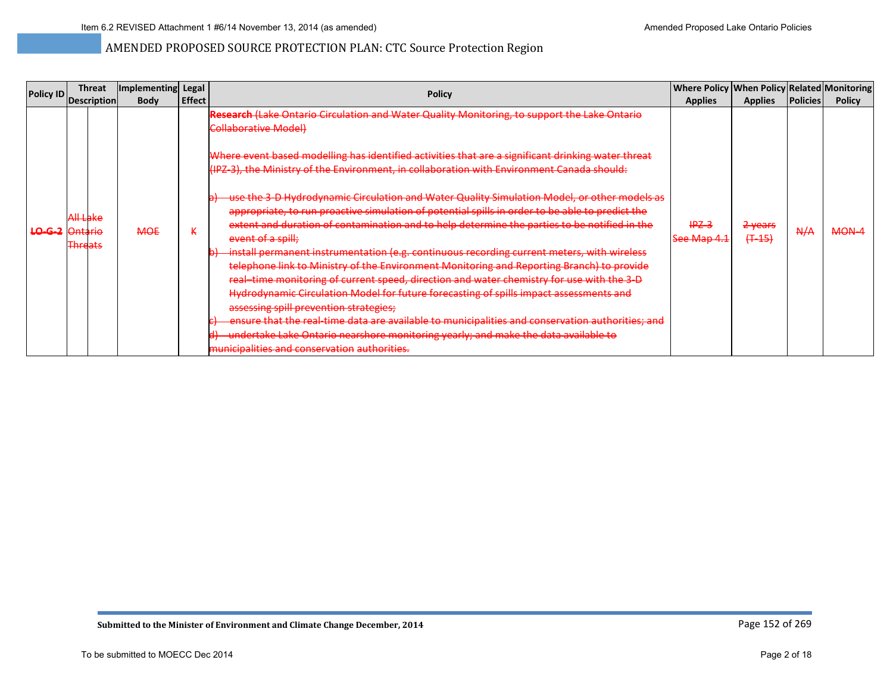AMENDED PROPOSED SOURCE PROTECTION PLAN: CTC Source Protection Region

| Policy ID | Threat Description | Implementing Body | Legal Effect | Policy | Where Policy Applies | When Policy Applies | Related Policies | Monitoring Policy |
|---|---|---|---|---|---|---|---|---|
| ~~LO-G-2~~ | ~~All Lake Ontario Threats~~ | ~~MOE~~ | ~~K~~ | ~~**Research** (Lake Ontario Circulation and Water Quality Monitoring, to support the Lake Ontario Collaborative Model)~~<br><br>~~Where event based modelling has identified activities that are a significant drinking water threat (IPZ-3), the Ministry of the Environment, in collaboration with Environment Canada should:~~<br><br>~~a) use the 3-D Hydrodynamic Circulation and Water Quality Simulation Model, or other models as appropriate, to run proactive simulation of potential spills in order to be able to predict the extent and duration of contamination and to help determine the parties to be notified in the event of a spill;~~<br>~~b) install permanent instrumentation (e.g. continuous recording current meters, with wireless telephone link to Ministry of the Environment Monitoring and Reporting Branch) to provide real–time monitoring of current speed, direction and water chemistry for use with the 3-D Hydrodynamic Circulation Model for future forecasting of spills impact assessments and assessing spill prevention strategies;~~<br>~~c) ensure that the real-time data are available to municipalities and conservation authorities; and~~<br>~~d) undertake Lake Ontario nearshore monitoring yearly; and make the data available to municipalities and conservation authorities.~~ | ~~IPZ-3 See Map 4.1~~ | ~~2 years (T-15)~~ | ~~N/A~~ | ~~MON-4~~ |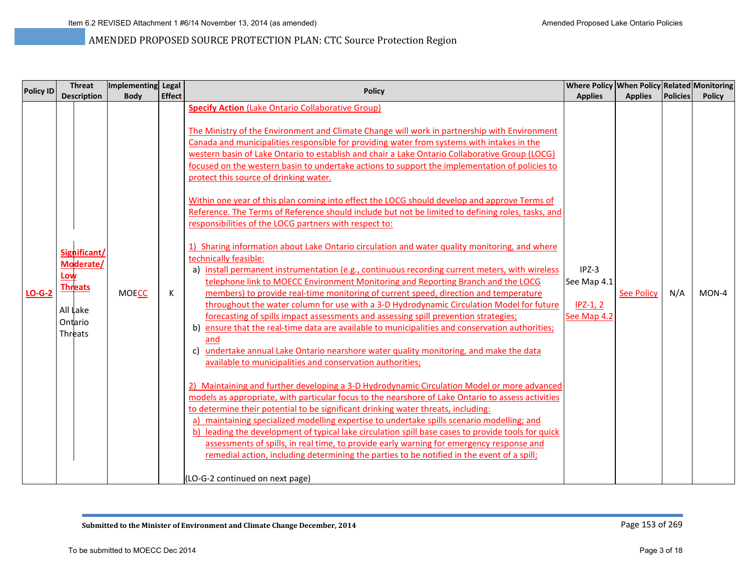# AMENDED PROPOSED SOURCE PROTECTION PLAN: CTC Source Protection Region

| Policy ID | Threat Description | Implementing Body | Legal Effect | Policy | Where Policy Applies | When Policy Applies | Related Policies | Monitoring Policy |
|---|---|---|---|---|---|---|---|---|
| LO-G-2 | Significant/ Moderate/ Low Threats<br><br>All Lake Ontario Threats | MOECC | K | **Specify Action** (Lake Ontario Collaborative Group)<br><br>The Ministry of the Environment and Climate Change will work in partnership with Environment Canada and municipalities responsible for providing water from systems with intakes in the western basin of Lake Ontario to establish and chair a Lake Ontario Collaborative Group (LOCG) focused on the western basin to undertake actions to support the implementation of policies to protect this source of drinking water.<br><br>Within one year of this plan coming into effect the LOCG should develop and approve Terms of Reference. The Terms of Reference should include but not be limited to defining roles, tasks, and responsibilities of the LOCG partners with respect to:<br><br>1) Sharing information about Lake Ontario circulation and water quality monitoring, and where technically feasible:<br>a) install permanent instrumentation (e.g., continuous recording current meters, with wireless telephone link to MOECC Environment Monitoring and Reporting Branch and the LOCG members) to provide real-time monitoring of current speed, direction and temperature throughout the water column for use with a 3-D Hydrodynamic Circulation Model for future forecasting of spills impact assessments and assessing spill prevention strategies;<br>b) ensure that the real-time data are available to municipalities and conservation authorities; and<br>c) undertake annual Lake Ontario nearshore water quality monitoring, and make the data available to municipalities and conservation authorities;<br><br>2) Maintaining and further developing a 3-D Hydrodynamic Circulation Model or more advanced models as appropriate, with particular focus to the nearshore of Lake Ontario to assess activities to determine their potential to be significant drinking water threats, including:<br>a) maintaining specialized modelling expertise to undertake spills scenario modelling; and<br>b) leading the development of typical lake circulation spill base cases to provide tools for quick assessments of spills, in real time, to provide early warning for emergency response and remedial action, including determining the parties to be notified in the event of a spill;<br><br>(LO-G-2 continued on next page) | IPZ-3<br>See Map 4.1<br><br>IPZ-1, 2<br>See Map 4.2 | See Policy | N/A | MON-4 |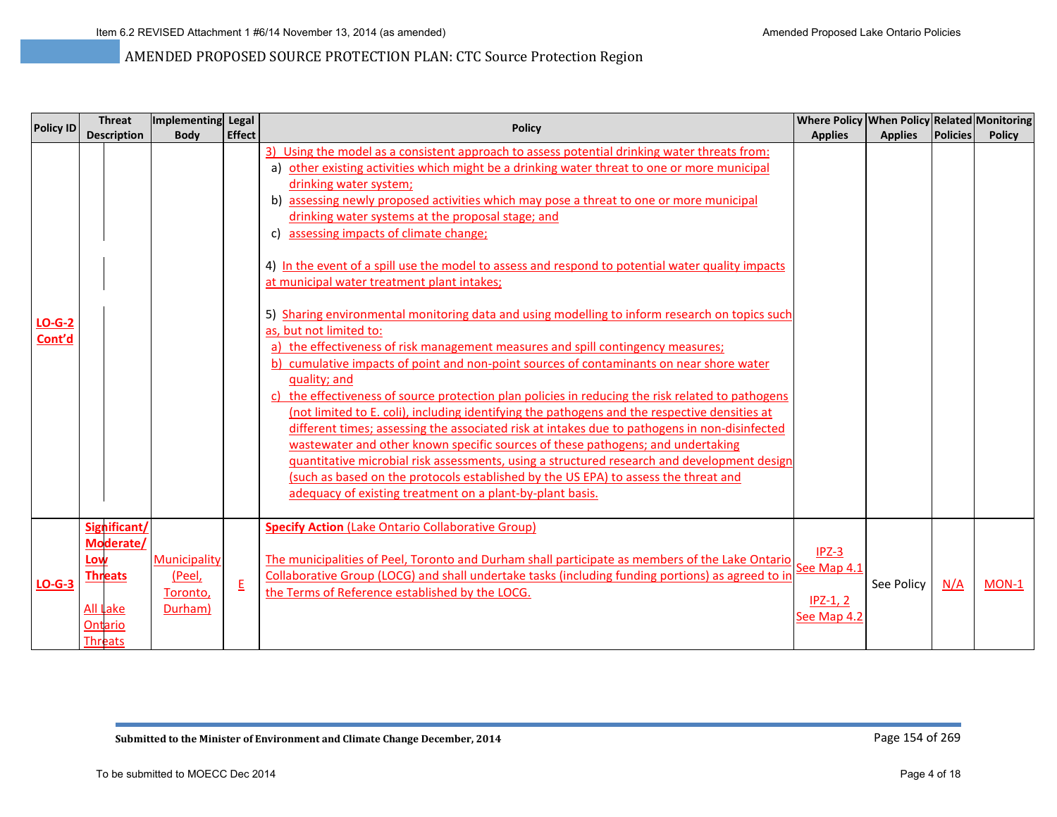AMENDED PROPOSED SOURCE PROTECTION PLAN: CTC Source Protection Region

| Policy ID | Threat Description | Implementing Body | Legal Effect | Policy | Where Policy Applies | When Policy Applies | Related Policies | Monitoring Policy |
|---|---|---|---|---|---|---|---|---|
| LO-G-2 Cont'd | | | | 3) Using the model as a consistent approach to assess potential drinking water threats from:<br>a) other existing activities which might be a drinking water threat to one or more municipal drinking water system;<br>b) assessing newly proposed activities which may pose a threat to one or more municipal drinking water systems at the proposal stage; and<br>c) assessing impacts of climate change;<br><br>4) In the event of a spill use the model to assess and respond to potential water quality impacts at municipal water treatment plant intakes;<br><br>5) Sharing environmental monitoring data and using modelling to inform research on topics such as, but not limited to:<br>a) the effectiveness of risk management measures and spill contingency measures;<br>b) cumulative impacts of point and non-point sources of contaminants on near shore water quality; and<br>c) the effectiveness of source protection plan policies in reducing the risk related to pathogens (not limited to E. coli), including identifying the pathogens and the respective densities at different times; assessing the associated risk at intakes due to pathogens in non-disinfected wastewater and other known specific sources of these pathogens; and undertaking quantitative microbial risk assessments, using a structured research and development design (such as based on the protocols established by the US EPA) to assess the threat and adequacy of existing treatment on a plant-by-plant basis. | | | | |
| LO-G-3 | Significant/ Moderate/ Low Threats<br><br>All Lake Ontario Threats | Municipality (Peel, Toronto, Durham) | E | **Specify Action** (Lake Ontario Collaborative Group)<br><br>The municipalities of Peel, Toronto and Durham shall participate as members of the Lake Ontario Collaborative Group (LOCG) and shall undertake tasks (including funding portions) as agreed to in the Terms of Reference established by the LOCG. | IPZ-3 See Map 4.1<br><br>IPZ-1, 2 See Map 4.2 | See Policy | N/A | MON-1 |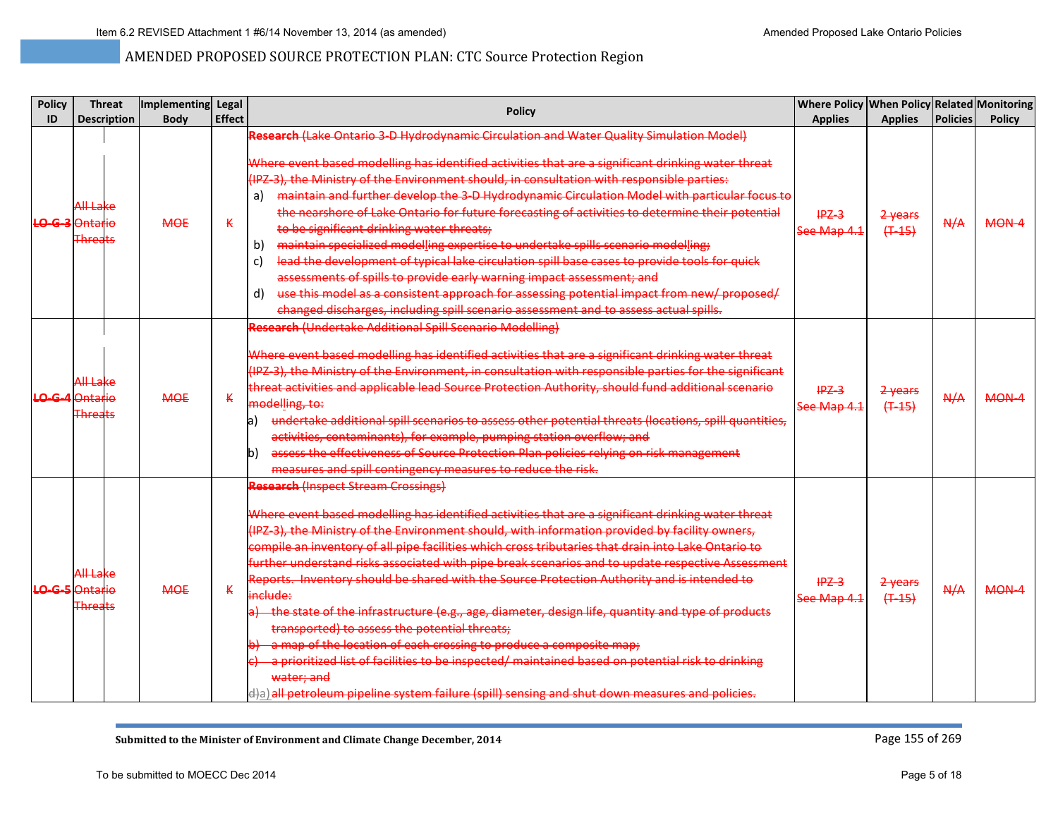AMENDED PROPOSED SOURCE PROTECTION PLAN: CTC Source Protection Region

| Policy ID | Threat Description | Implementing Body | Legal Effect | Policy | Where Policy Applies | When Policy Applies | Related Policies | Monitoring Policy |
|---|---|---|---|---|---|---|---|---|
| ~~LO-G-3~~ | ~~All Lake Ontario Threats~~ | ~~MOE~~ | ~~K~~ | ~~**Research** (Lake Ontario 3-D Hydrodynamic Circulation and Water Quality Simulation Model)~~<br><br>~~Where event based modelling has identified activities that are a significant drinking water threat (IPZ-3), the Ministry of the Environment should, in consultation with responsible parties:~~<br>a) ~~maintain and further develop the 3-D Hydrodynamic Circulation Model with particular focus to the nearshore of Lake Ontario for future forecasting of activities to determine their potential to be significant drinking water threats;~~<br>b) ~~maintain specialized modelling expertise to undertake spills scenario modelling;~~<br>c) ~~lead the development of typical lake circulation spill base cases to provide tools for quick assessments of spills to provide early warning impact assessment; and~~<br>d) ~~use this model as a consistent approach for assessing potential impact from new/ proposed/ changed discharges, including spill scenario assessment and to assess actual spills.~~ | ~~IPZ-3 See Map 4.1~~ | ~~2 years (T-15)~~ | ~~N/A~~ | ~~MON-4~~ |
| ~~LO-G-4~~ | ~~All Lake Ontario Threats~~ | ~~MOE~~ | ~~K~~ | ~~**Research** (Undertake Additional Spill Scenario Modelling)~~<br><br>~~Where event based modelling has identified activities that are a significant drinking water threat (IPZ-3), the Ministry of the Environment, in consultation with responsible parties for the significant threat activities and applicable lead Source Protection Authority, should fund additional scenario modelling, to:~~<br>a) ~~undertake additional spill scenarios to assess other potential threats (locations, spill quantities, activities, contaminants), for example, pumping station overflow; and~~<br>b) ~~assess the effectiveness of Source Protection Plan policies relying on risk management measures and spill contingency measures to reduce the risk.~~ | ~~IPZ-3 See Map 4.1~~ | ~~2 years (T-15)~~ | ~~N/A~~ | ~~MON-4~~ |
| ~~LO-G-5~~ | ~~All Lake Ontario Threats~~ | ~~MOE~~ | ~~K~~ | ~~**Research** (Inspect Stream Crossings)~~<br><br>~~Where event based modelling has identified activities that are a significant drinking water threat (IPZ-3), the Ministry of the Environment should, with information provided by facility owners, compile an inventory of all pipe facilities which cross tributaries that drain into Lake Ontario to further understand risks associated with pipe break scenarios and to update respective Assessment Reports. Inventory should be shared with the Source Protection Authority and is intended to include:~~<br>a) ~~the state of the infrastructure (e.g., age, diameter, design life, quantity and type of products transported) to assess the potential threats;~~<br>b) ~~a map of the location of each crossing to produce a composite map;~~<br>c) ~~a prioritized list of facilities to be inspected/ maintained based on potential risk to drinking water; and~~<br>~~d)~~a) ~~all petroleum pipeline system failure (spill) sensing and shut down measures and policies.~~ | ~~IPZ-3 See Map 4.1~~ | ~~2 years (T-15)~~ | ~~N/A~~ | ~~MON-4~~ |

Submitted to the Minister of Environment and Climate Change December, 2014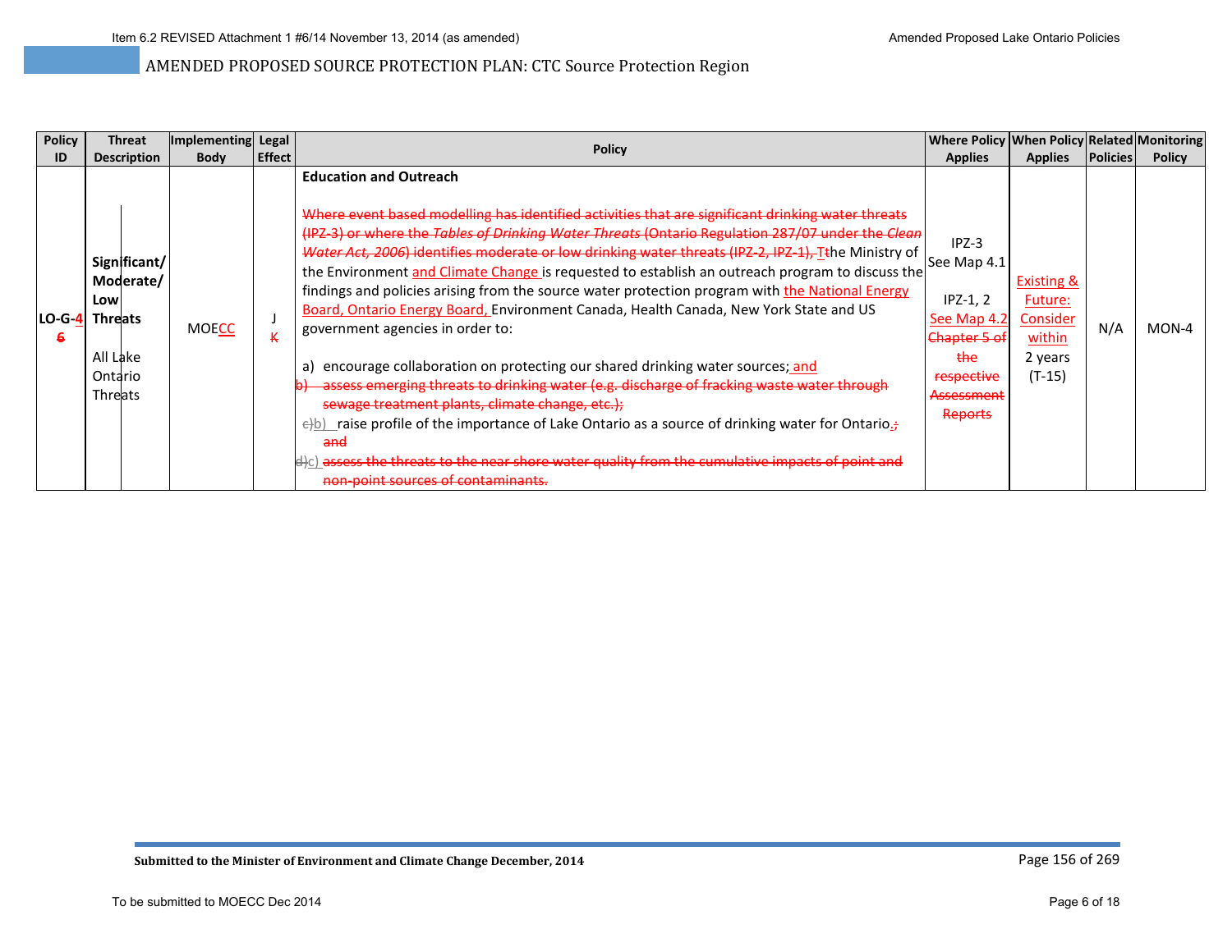AMENDED PROPOSED SOURCE PROTECTION PLAN: CTC Source Protection Region

| Policy ID | Threat Description | Implementing Body | Legal Effect | Policy | Where Policy Applies | When Policy Applies | Related Policies | Monitoring Policy |
|---|---|---|---|---|---|---|---|---|
| LO-G-4 ~~6~~ | **Significant/ Moderate/ Low Threats**<br><br>All Lake Ontario Threats | MOECC | J ~~K~~ | **Education and Outreach**<br><br>~~Where event based modelling has identified activities that are significant drinking water threats (IPZ-3) or where the *Tables of Drinking Water Threats* (Ontario Regulation 287/07 under the *Clean Water Act, 2006*) identifies moderate or low drinking water threats (IPZ-2, IPZ-1), T~~the Ministry of the Environment and Climate Change is requested to establish an outreach program to discuss the findings and policies arising from the source water protection program with the National Energy Board, Ontario Energy Board, Environment Canada, Health Canada, New York State and US government agencies in order to:<br><br>a) encourage collaboration on protecting our shared drinking water sources; and<br>~~b) assess emerging threats to drinking water (e.g. discharge of fracking waste water through sewage treatment plants, climate change, etc.);~~<br>~~c)~~b) raise profile of the importance of Lake Ontario as a source of drinking water for Ontario.~~; and~~<br>~~d)~~c) ~~assess the threats to the near shore water quality from the cumulative impacts of point and non-point sources of contaminants.~~ | IPZ-3<br>See Map 4.1<br><br>IPZ-1, 2<br>See Map 4.2<br>~~Chapter 5 of the respective Assessment Reports~~ | Existing & Future: Consider within 2 years (T-15) | N/A | MON-4 |

**Submitted to the Minister of Environment and Climate Change December, 2014**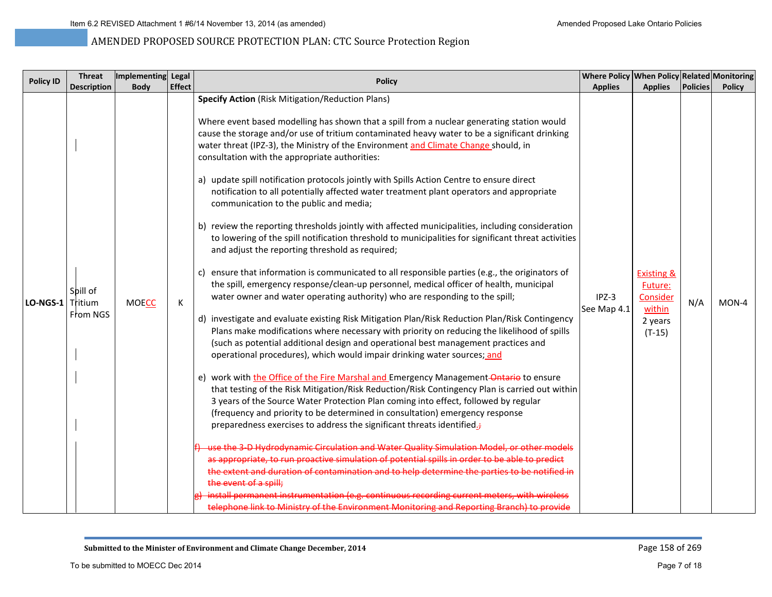# AMENDED PROPOSED SOURCE PROTECTION PLAN: CTC Source Protection Region

| Policy ID | Threat Description | Implementing Body | Legal Effect | Policy | Where Policy Applies | When Policy Applies | Related Policies | Monitoring Policy |
|---|---|---|---|---|---|---|---|---|
| LO-NGS-1 | Spill of Tritium From NGS | MOECC | K | **Specify Action** (Risk Mitigation/Reduction Plans)<br><br>Where event based modelling has shown that a spill from a nuclear generating station would cause the storage and/or use of tritium contaminated heavy water to be a significant drinking water threat (IPZ-3), the Ministry of the Environment and Climate Change should, in consultation with the appropriate authorities:<br><br>a) update spill notification protocols jointly with Spills Action Centre to ensure direct notification to all potentially affected water treatment plant operators and appropriate communication to the public and media;<br><br>b) review the reporting thresholds jointly with affected municipalities, including consideration to lowering of the spill notification threshold to municipalities for significant threat activities and adjust the reporting threshold as required;<br><br>c) ensure that information is communicated to all responsible parties (e.g., the originators of the spill, emergency response/clean-up personnel, medical officer of health, municipal water owner and water operating authority) who are responding to the spill;<br><br>d) investigate and evaluate existing Risk Mitigation Plan/Risk Reduction Plan/Risk Contingency Plans make modifications where necessary with priority on reducing the likelihood of spills (such as potential additional design and operational best management practices and operational procedures), which would impair drinking water sources; and<br><br>e) work with the Office of the Fire Marshal and Emergency Management ~~Ontario~~ to ensure that testing of the Risk Mitigation/Risk Reduction/Risk Contingency Plan is carried out within 3 years of the Source Water Protection Plan coming into effect, followed by regular (frequency and priority to be determined in consultation) emergency response preparedness exercises to address the significant threats identified.~~;~~<br><br>~~f) use the 3-D Hydrodynamic Circulation and Water Quality Simulation Model, or other models as appropriate, to run proactive simulation of potential spills in order to be able to predict the extent and duration of contamination and to help determine the parties to be notified in the event of a spill;~~<br>~~g) install permanent instrumentation (e.g. continuous recording current meters, with wireless telephone link to Ministry of the Environment Monitoring and Reporting Branch) to provide~~ | IPZ-3<br>See Map 4.1 | Existing & Future: Consider within 2 years (T-15) | N/A | MON-4 |

Submitted to the Minister of Environment and Climate Change December, 2014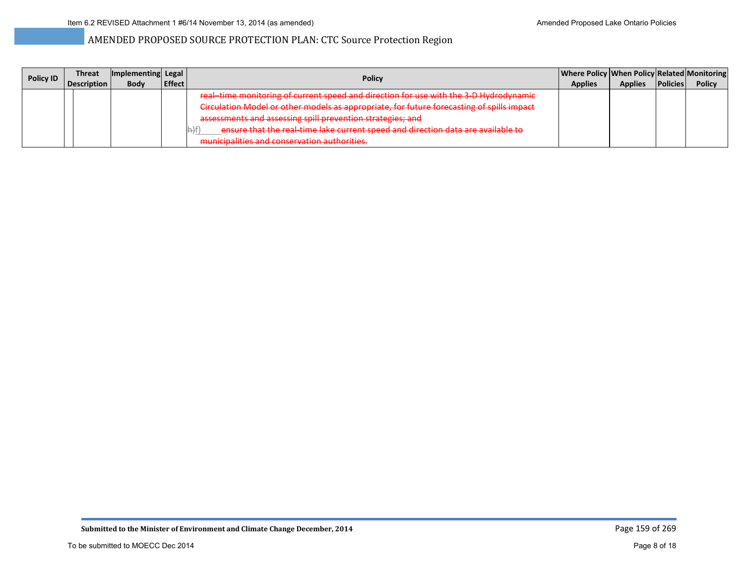## AMENDED PROPOSED SOURCE PROTECTION PLAN: CTC Source Protection Region

| Policy ID | Threat Description | Implementing Body | Legal Effect | Policy | Where Policy Applies | When Policy Applies | Related Policies | Monitoring Policy |
|---|---|---|---|---|---|---|---|---|
| | | | | ~~real–time monitoring of current speed and direction for use with the 3-D Hydrodynamic Circulation Model or other models as appropriate, for future forecasting of spills impact assessments and assessing spill prevention strategies; and~~<br>~~h)~~f) ~~ensure that the real-time lake current speed and direction data are available to municipalities and conservation authorities.~~ | | | | |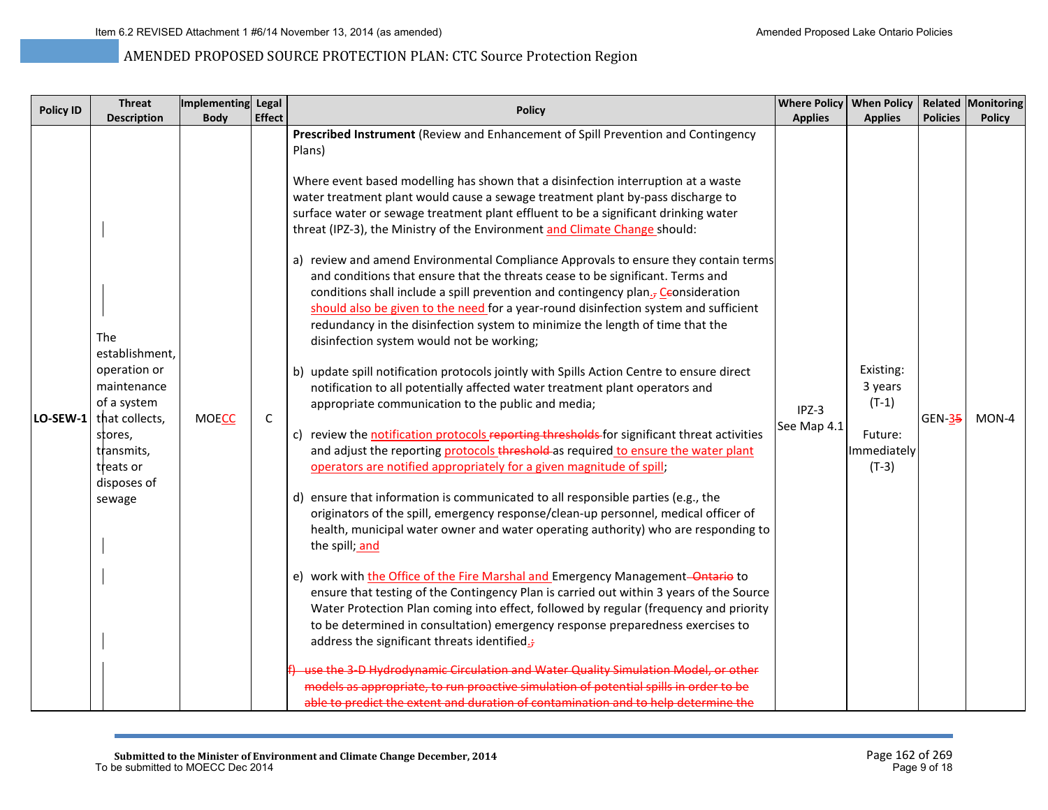## AMENDED PROPOSED SOURCE PROTECTION PLAN: CTC Source Protection Region

| Policy ID | Threat Description | Implementing Body | Legal Effect | Policy | Where Policy Applies | When Policy Applies | Related Policies | Monitoring Policy |
|---|---|---|---|---|---|---|---|---|
| LO-SEW-1 | The establishment, operation or maintenance of a system that collects, stores, transmits, treats or disposes of sewage | MOECC | C | **Prescribed Instrument** (Review and Enhancement of Spill Prevention and Contingency Plans)<br><br>Where event based modelling has shown that a disinfection interruption at a waste water treatment plant would cause a sewage treatment plant by-pass discharge to surface water or sewage treatment plant effluent to be a significant drinking water threat (IPZ-3), the Ministry of the Environment and Climate Change should:<br><br>a) review and amend Environmental Compliance Approvals to ensure they contain terms and conditions that ensure that the threats cease to be significant. Terms and conditions shall include a spill prevention and contingency plan. ~~;~~ C~~c~~onsideration should also be given to the need for a year-round disinfection system and sufficient redundancy in the disinfection system to minimize the length of time that the disinfection system would not be working;<br><br>b) update spill notification protocols jointly with Spills Action Centre to ensure direct notification to all potentially affected water treatment plant operators and appropriate communication to the public and media;<br><br>c) review the notification protocols ~~reporting thresholds~~ for significant threat activities and adjust the reporting protocols ~~threshold~~ as required to ensure the water plant operators are notified appropriately for a given magnitude of spill;<br><br>d) ensure that information is communicated to all responsible parties (e.g., the originators of the spill, emergency response/clean-up personnel, medical officer of health, municipal water owner and water operating authority) who are responding to the spill; and<br><br>e) work with the Office of the Fire Marshal and Emergency Management ~~Ontario~~ to ensure that testing of the Contingency Plan is carried out within 3 years of the Source Water Protection Plan coming into effect, followed by regular (frequency and priority to be determined in consultation) emergency response preparedness exercises to address the significant threats identified. ~~;~~<br><br>~~f) use the 3-D Hydrodynamic Circulation and Water Quality Simulation Model, or other models as appropriate, to run proactive simulation of potential spills in order to be able to predict the extent and duration of contamination and to help determine the~~ | IPZ-3<br>See Map 4.1 | Existing: 3 years (T-1)<br><br>Future: Immediately (T-3) | GEN-3~~5~~ | MON-4 |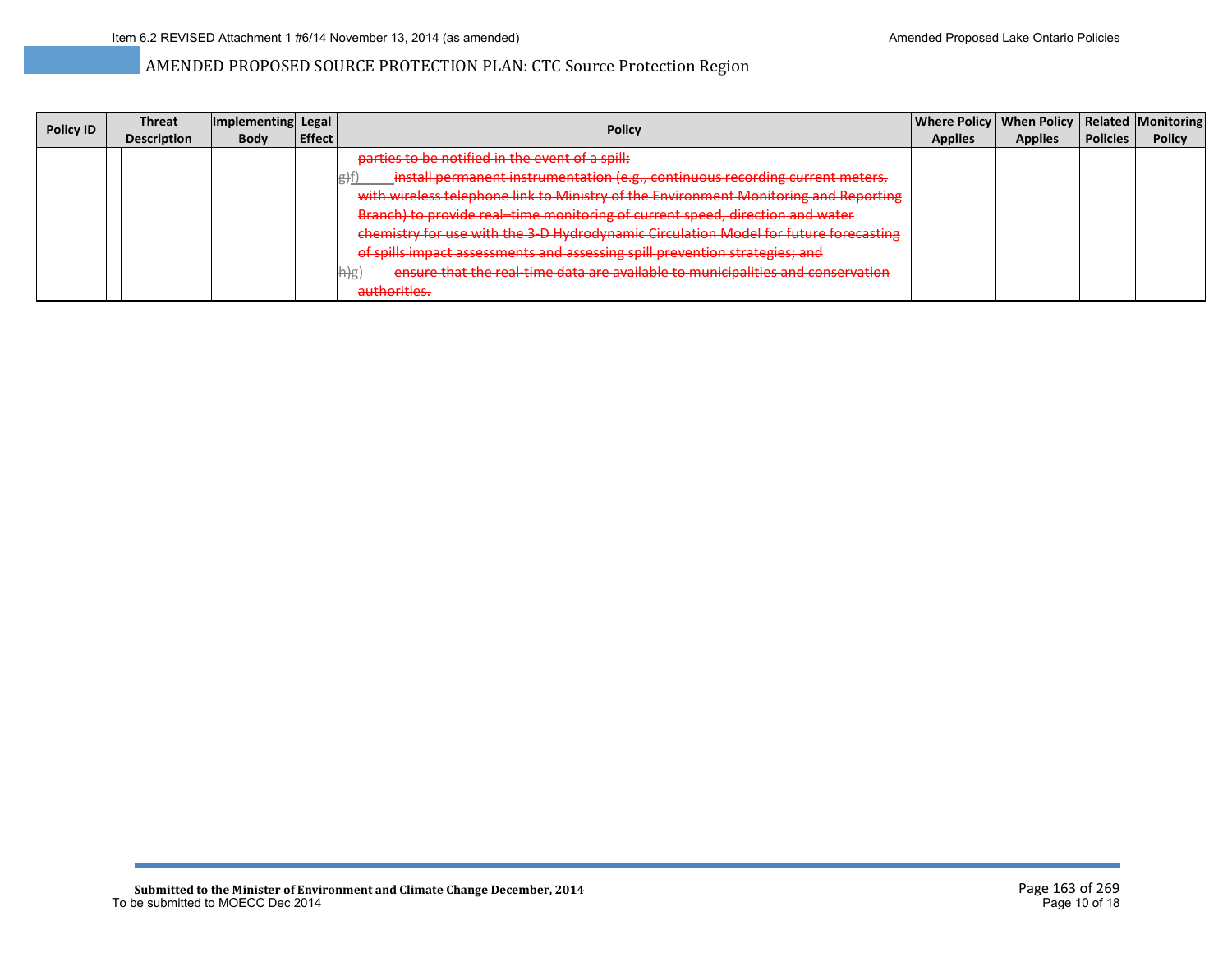## AMENDED PROPOSED SOURCE PROTECTION PLAN: CTC Source Protection Region

| Policy ID | | Threat Description | Implementing Body | Legal Effect | Policy | Where Policy Applies | When Policy Applies | Related Policies | Monitoring Policy |
|---|---|---|---|---|---|---|---|---|---|
| | | | | | ~~parties to be notified in the event of a spill;~~<br>~~g)~~f) ~~install permanent instrumentation (e.g., continuous recording current meters, with wireless telephone link to Ministry of the Environment Monitoring and Reporting Branch) to provide real–time monitoring of current speed, direction and water chemistry for use with the 3-D Hydrodynamic Circulation Model for future forecasting of spills impact assessments and assessing spill prevention strategies; and~~<br>~~h)~~g) ~~ensure that the real-time data are available to municipalities and conservation authorities.~~ | | | | |

**Submitted to the Minister of Environment and Climate Change December, 2014**
To be submitted to MOECC Dec 2014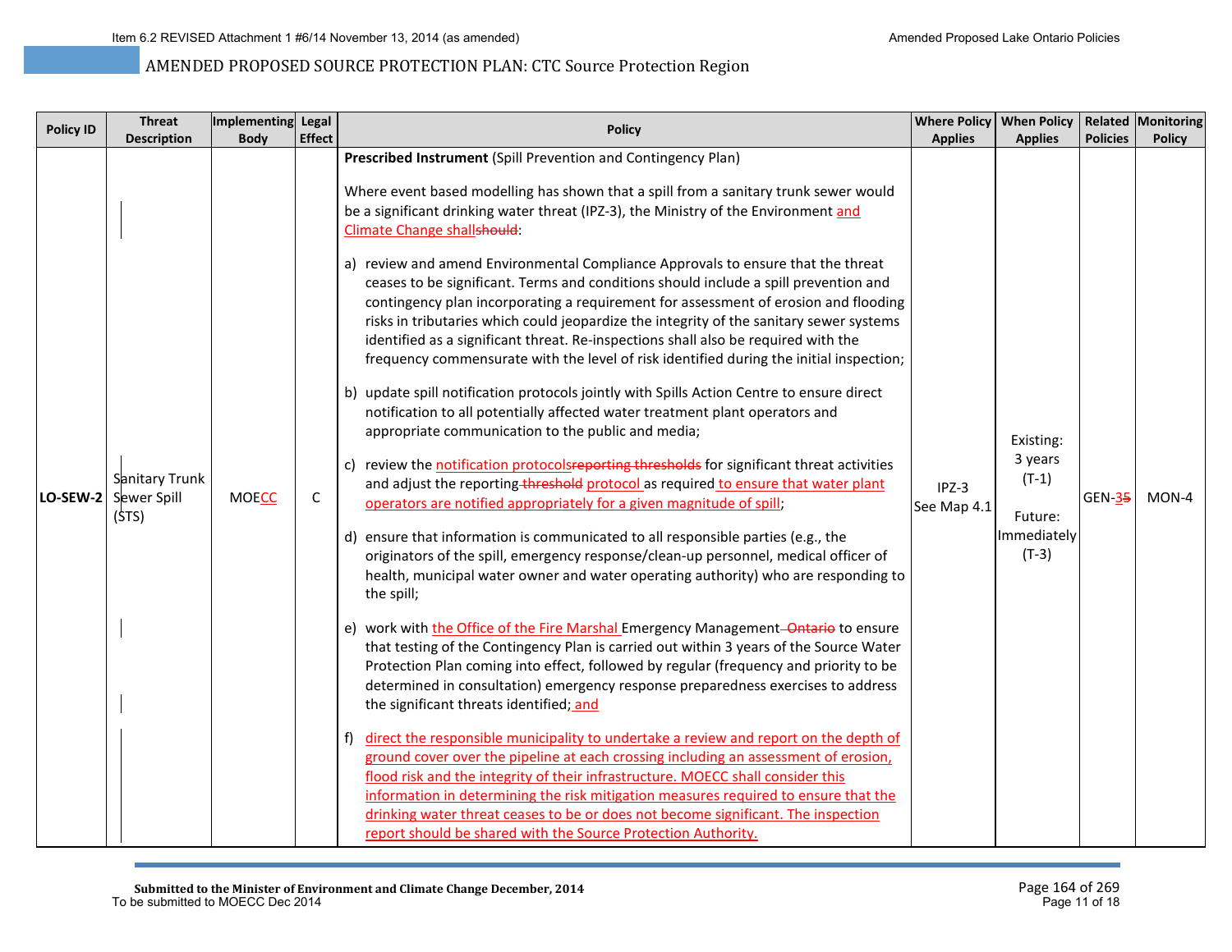AMENDED PROPOSED SOURCE PROTECTION PLAN: CTC Source Protection Region

| Policy ID | Threat Description | Implementing Body | Legal Effect | Policy | Where Policy Applies | When Policy Applies | Related Policies | Monitoring Policy |
|---|---|---|---|---|---|---|---|---|
| LO-SEW-2 | Sanitary Trunk Sewer Spill (STS) | MOECC | C | **Prescribed Instrument** (Spill Prevention and Contingency Plan)<br><br>Where event based modelling has shown that a spill from a sanitary trunk sewer would be a significant drinking water threat (IPZ-3), the Ministry of the Environment and Climate Change shall~~should~~:<br><br>a) review and amend Environmental Compliance Approvals to ensure that the threat ceases to be significant. Terms and conditions should include a spill prevention and contingency plan incorporating a requirement for assessment of erosion and flooding risks in tributaries which could jeopardize the integrity of the sanitary sewer systems identified as a significant threat. Re-inspections shall also be required with the frequency commensurate with the level of risk identified during the initial inspection;<br><br>b) update spill notification protocols jointly with Spills Action Centre to ensure direct notification to all potentially affected water treatment plant operators and appropriate communication to the public and media;<br><br>c) review the notification protocols~~reporting thresholds~~ for significant threat activities and adjust the reporting ~~threshold~~ protocol as required to ensure that water plant operators are notified appropriately for a given magnitude of spill;<br><br>d) ensure that information is communicated to all responsible parties (e.g., the originators of the spill, emergency response/clean-up personnel, medical officer of health, municipal water owner and water operating authority) who are responding to the spill;<br><br>e) work with the Office of the Fire Marshal Emergency Management ~~Ontario~~ to ensure that testing of the Contingency Plan is carried out within 3 years of the Source Water Protection Plan coming into effect, followed by regular (frequency and priority to be determined in consultation) emergency response preparedness exercises to address the significant threats identified; and<br><br>f) direct the responsible municipality to undertake a review and report on the depth of ground cover over the pipeline at each crossing including an assessment of erosion, flood risk and the integrity of their infrastructure. MOECC shall consider this information in determining the risk mitigation measures required to ensure that the drinking water threat ceases to be or does not become significant. The inspection report should be shared with the Source Protection Authority. | IPZ-3<br>See Map 4.1 | Existing: 3 years (T-1)<br><br>Future: Immediately (T-3) | GEN-3~~5~~ | MON-4 |

Submitted to the Minister of Environment and Climate Change December, 2014
To be submitted to MOECC Dec 2014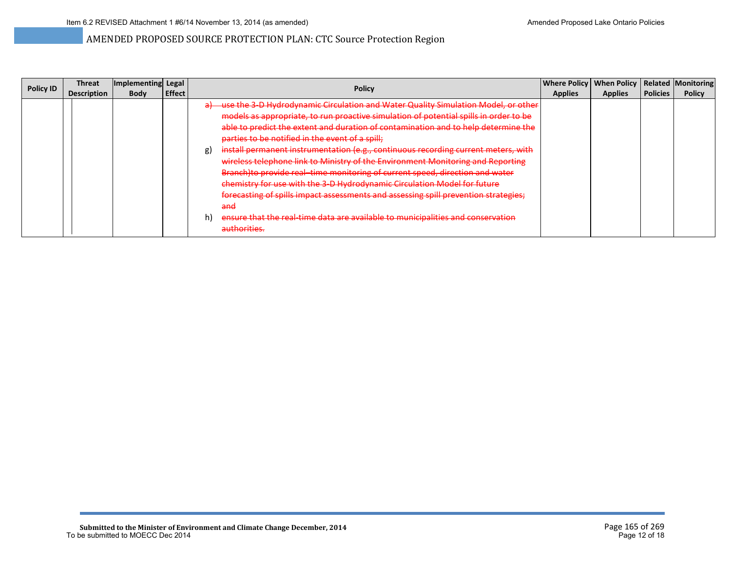# AMENDED PROPOSED SOURCE PROTECTION PLAN: CTC Source Protection Region

| Policy ID | Threat Description | Implementing Body | Legal Effect | Policy | Where Policy Applies | When Policy Applies | Related Policies | Monitoring Policy |
|---|---|---|---|---|---|---|---|---|
| | | | | ~~a) use the 3-D Hydrodynamic Circulation and Water Quality Simulation Model, or other models as appropriate, to run proactive simulation of potential spills in order to be able to predict the extent and duration of contamination and to help determine the parties to be notified in the event of a spill;~~<br>g) ~~install permanent instrumentation (e.g., continuous recording current meters, with wireless telephone link to Ministry of the Environment Monitoring and Reporting Branch)to provide real–time monitoring of current speed, direction and water chemistry for use with the 3-D Hydrodynamic Circulation Model for future forecasting of spills impact assessments and assessing spill prevention strategies; and~~<br>h) ~~ensure that the real-time data are available to municipalities and conservation authorities.~~ | | | | |

**Submitted to the Minister of Environment and Climate Change December, 2014**
To be submitted to MOECC Dec 2014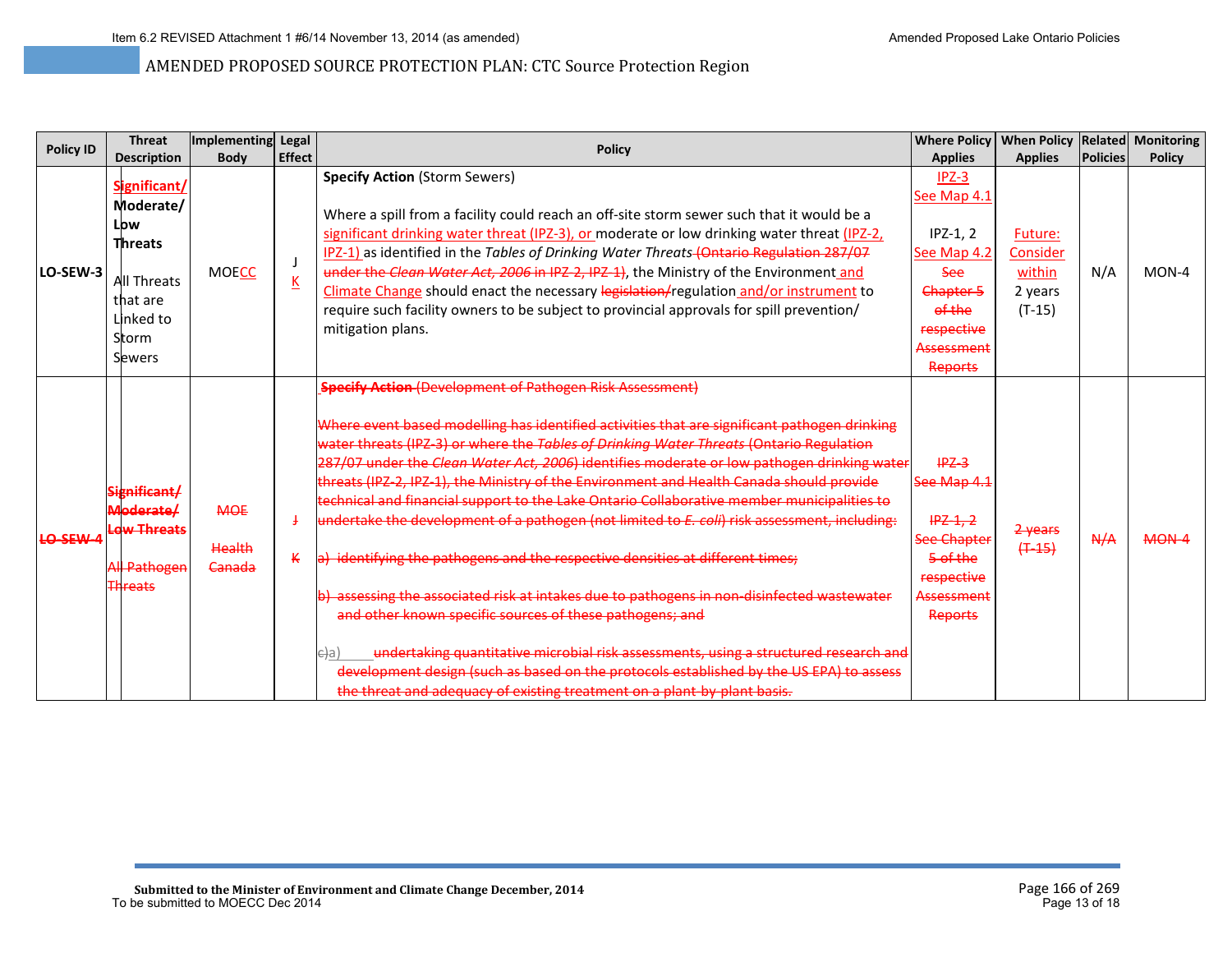AMENDED PROPOSED SOURCE PROTECTION PLAN: CTC Source Protection Region

| Policy ID | Threat Description | Implementing Body | Legal Effect | Policy | Where Policy Applies | When Policy Applies | Related Policies | Monitoring Policy |
|---|---|---|---|---|---|---|---|---|
| LO-SEW-3 | Significant/ Moderate/ Low Threats<br><br>All Threats that are Linked to Storm Sewers | MOECC | J<br>K | **Specify Action** (Storm Sewers)<br><br>Where a spill from a facility could reach an off-site storm sewer such that it would be a significant drinking water threat (IPZ-3), or moderate or low drinking water threat (IPZ-2, IPZ-1) as identified in the *Tables of Drinking Water Threats* ~~(Ontario Regulation 287/07 under the *Clean Water Act, 2006* in IPZ-2, IPZ-1)~~, the Ministry of the Environment and Climate Change should enact the necessary ~~legislation/~~regulation and/or instrument to require such facility owners to be subject to provincial approvals for spill prevention/ mitigation plans. | IPZ-3<br>See Map 4.1<br><br>IPZ-1, 2<br>See Map 4.2<br>~~See Chapter 5 of the respective Assessment Reports~~ | Future: Consider within 2 years (T-15) | N/A | MON-4 |
| ~~LO-SEW-4~~ | ~~Significant/ Moderate/ Low Threats~~<br><br>~~All Pathogen Threats~~ | ~~MOE~~<br><br>~~Health Canada~~ | ~~J~~<br><br>~~K~~ | ~~**Specify Action** (Development of Pathogen Risk Assessment)~~<br><br>~~Where event based modelling has identified activities that are significant pathogen drinking water threats (IPZ-3) or where the *Tables of Drinking Water Threats* (Ontario Regulation 287/07 under the *Clean Water Act, 2006*) identifies moderate or low pathogen drinking water threats (IPZ-2, IPZ-1), the Ministry of the Environment and Health Canada should provide technical and financial support to the Lake Ontario Collaborative member municipalities to undertake the development of a pathogen (not limited to *E. coli*) risk assessment, including:~~<br><br>~~a) identifying the pathogens and the respective densities at different times;~~<br><br>~~b) assessing the associated risk at intakes due to pathogens in non-disinfected wastewater and other known specific sources of these pathogens; and~~<br><br>~~c)~~a) ~~undertaking quantitative microbial risk assessments, using a structured research and development design (such as based on the protocols established by the US EPA) to assess the threat and adequacy of existing treatment on a plant-by-plant basis.~~ | ~~IPZ-3~~<br>~~See Map 4.1~~<br><br>~~IPZ-1, 2~~<br>~~See Chapter 5 of the respective Assessment Reports~~ | ~~2 years (T-15)~~ | ~~N/A~~ | ~~MON-4~~ |

Submitted to the Minister of Environment and Climate Change December, 2014
To be submitted to MOECC Dec 2014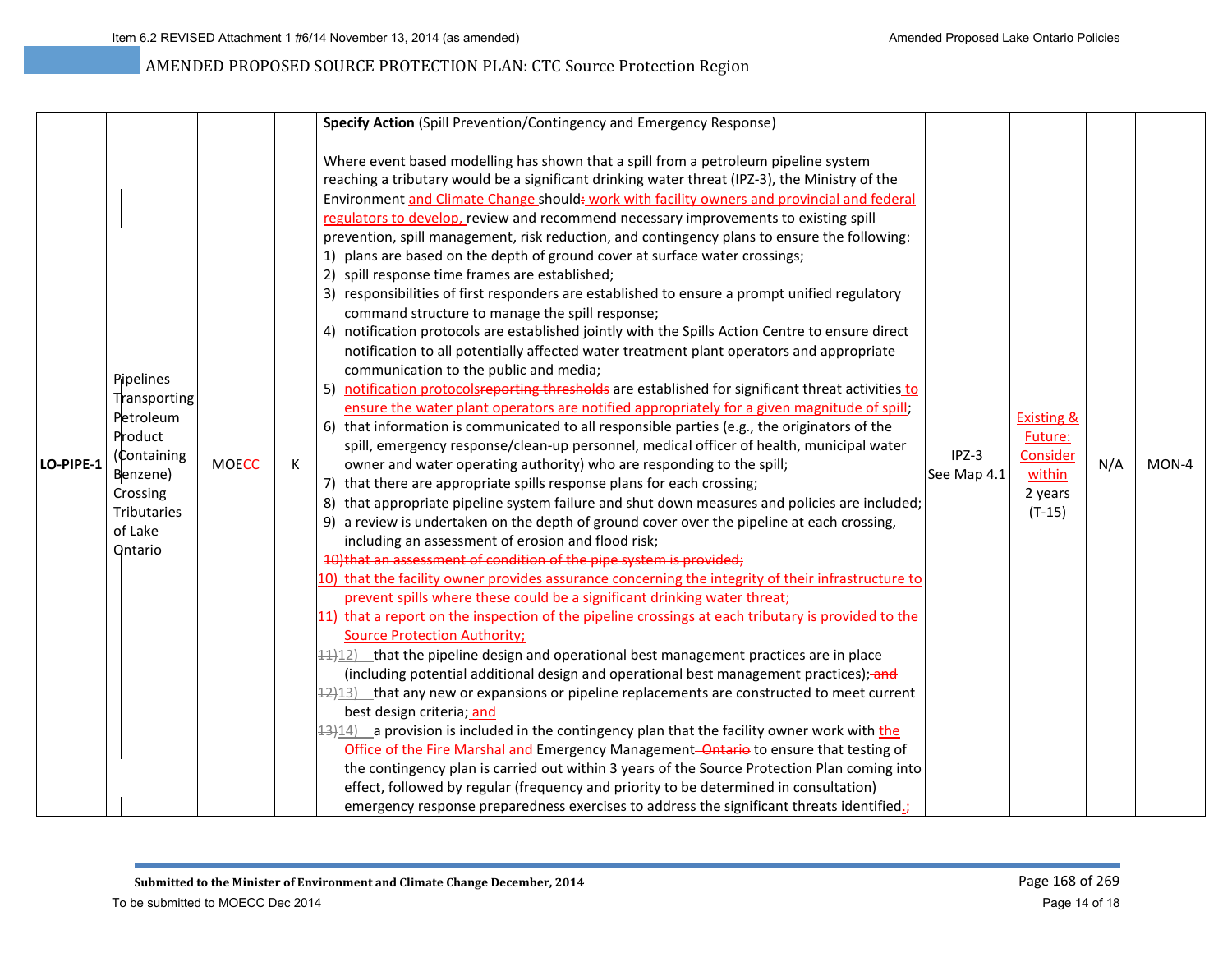# AMENDED PROPOSED SOURCE PROTECTION PLAN: CTC Source Protection Region

| | | | | | | | | |
|---|---|---|---|---|---|---|---|---|
| LO-PIPE-1 | Pipelines Transporting Petroleum Product (Containing Benzene) Crossing Tributaries of Lake Ontario | MOECC | K | **Specify Action** (Spill Prevention/Contingency and Emergency Response)<br><br>Where event based modelling has shown that a spill from a petroleum pipeline system reaching a tributary would be a significant drinking water threat (IPZ-3), the Ministry of the Environment and Climate Change should~~:~~ work with facility owners and provincial and federal regulators to develop, review and recommend necessary improvements to existing spill prevention, spill management, risk reduction, and contingency plans to ensure the following:<br>1) plans are based on the depth of ground cover at surface water crossings;<br>2) spill response time frames are established;<br>3) responsibilities of first responders are established to ensure a prompt unified regulatory command structure to manage the spill response;<br>4) notification protocols are established jointly with the Spills Action Centre to ensure direct notification to all potentially affected water treatment plant operators and appropriate communication to the public and media;<br>5) notification protocols~~reporting thresholds~~ are established for significant threat activities to ensure the water plant operators are notified appropriately for a given magnitude of spill;<br>6) that information is communicated to all responsible parties (e.g., the originators of the spill, emergency response/clean-up personnel, medical officer of health, municipal water owner and water operating authority) who are responding to the spill;<br>7) that there are appropriate spills response plans for each crossing;<br>8) that appropriate pipeline system failure and shut down measures and policies are included;<br>9) a review is undertaken on the depth of ground cover over the pipeline at each crossing, including an assessment of erosion and flood risk;<br>~~10) that an assessment of condition of the pipe system is provided;~~<br>10) that the facility owner provides assurance concerning the integrity of their infrastructure to prevent spills where these could be a significant drinking water threat;<br>11) that a report on the inspection of the pipeline crossings at each tributary is provided to the Source Protection Authority;<br>~~11)~~12) that the pipeline design and operational best management practices are in place (including potential additional design and operational best management practices);~~and~~<br>~~12)~~13) that any new or expansions or pipeline replacements are constructed to meet current best design criteria; and<br>~~13)~~14) a provision is included in the contingency plan that the facility owner work with the Office of the Fire Marshal and Emergency Management ~~Ontario~~ to ensure that testing of the contingency plan is carried out within 3 years of the Source Protection Plan coming into effect, followed by regular (frequency and priority to be determined in consultation) emergency response preparedness exercises to address the significant threats identified.~~;~~ | IPZ-3 See Map 4.1 | Existing & Future: Consider within 2 years (T-15) | N/A | MON-4 |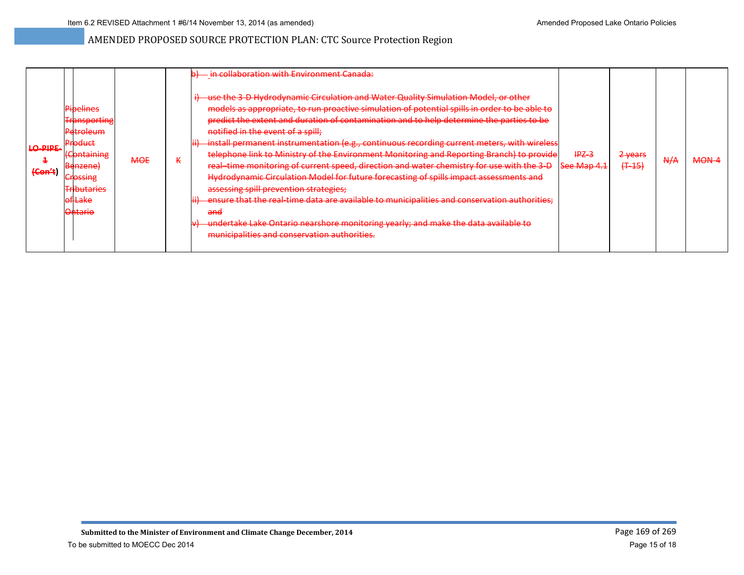## AMENDED PROPOSED SOURCE PROTECTION PLAN: CTC Source Protection Region

| | | | | | | | | |
|---|---|---|---|---|---|---|---|---|
| ~~LO-PIPE-1~~ ~~(Con't~~) | ~~Pipelines Transporting Petroleum Product (Containing Benzene) Crossing Tributaries of Lake Ontario~~ | ~~MOE~~ | ~~K~~ | ~~b) in collaboration with Environment Canada:~~<br><br>~~i) use the 3-D Hydrodynamic Circulation and Water Quality Simulation Model, or other models as appropriate, to run proactive simulation of potential spills in order to be able to predict the extent and duration of contamination and to help determine the parties to be notified in the event of a spill;~~<br>~~ii) install permanent instrumentation (e.g., continuous recording current meters, with wireless telephone link to Ministry of the Environment Monitoring and Reporting Branch) to provide real–time monitoring of current speed, direction and water chemistry for use with the 3-D Hydrodynamic Circulation Model for future forecasting of spills impact assessments and assessing spill prevention strategies;~~<br>~~iii) ensure that the real-time data are available to municipalities and conservation authorities; and~~<br>~~iv) undertake Lake Ontario nearshore monitoring yearly; and make the data available to municipalities and conservation authorities.~~ | ~~IPZ-3 See Map 4.1~~ | ~~2 years (T-15)~~ | ~~N/A~~ | ~~MON-4~~ |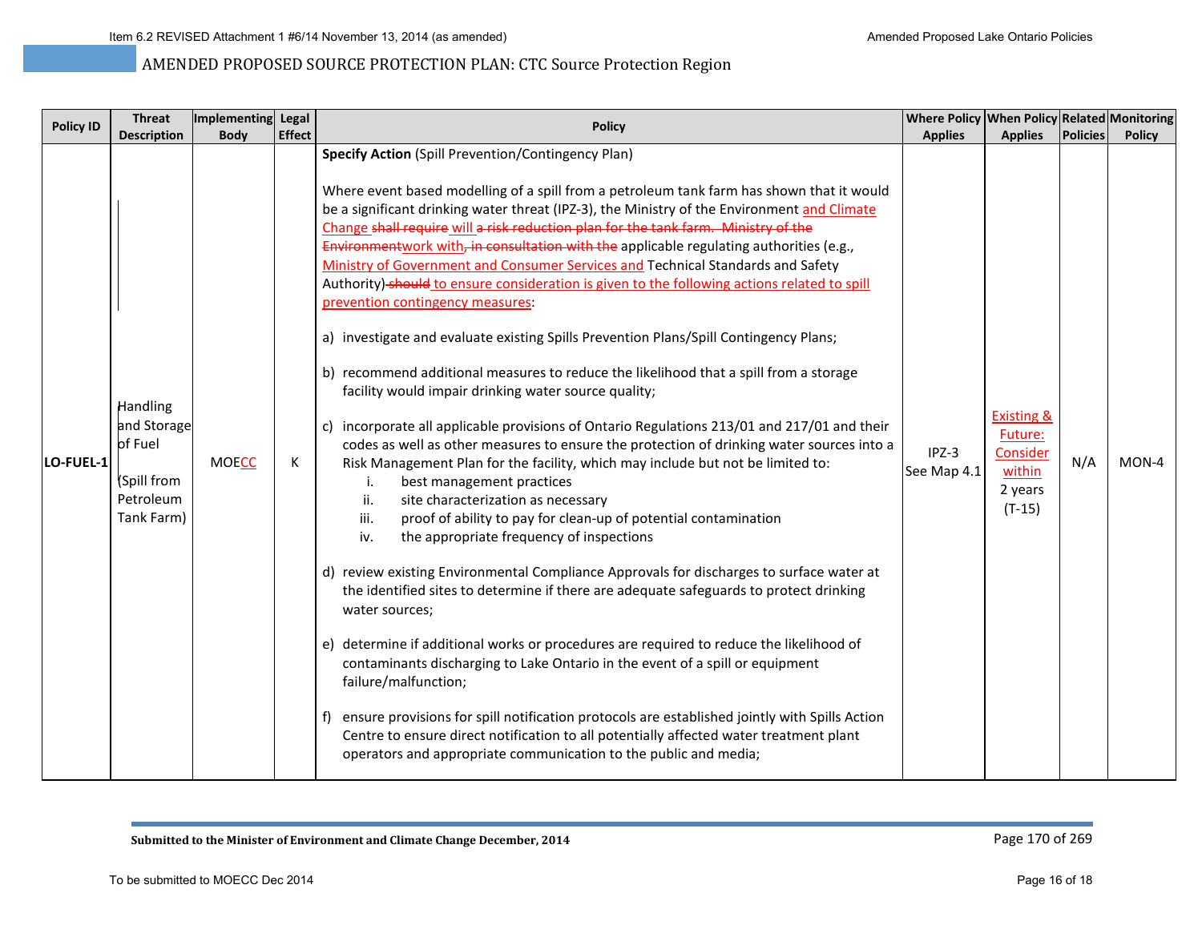## AMENDED PROPOSED SOURCE PROTECTION PLAN: CTC Source Protection Region

| Policy ID | Threat Description | Implementing Body | Legal Effect | Policy | Where Policy Applies | When Policy Applies | Related Policies | Monitoring Policy |
|---|---|---|---|---|---|---|---|---|
| LO-FUEL-1 | Handling and Storage of Fuel (Spill from Petroleum Tank Farm) | MOECC | K | **Specify Action** (Spill Prevention/Contingency Plan)<br><br>Where event based modelling of a spill from a petroleum tank farm has shown that it would be a significant drinking water threat (IPZ-3), the Ministry of the Environment and Climate Change ~~shall require~~ will ~~a risk reduction plan for the tank farm. Ministry of the Environment~~work with~~, in consultation with the~~ applicable regulating authorities (e.g., Ministry of Government and Consumer Services and Technical Standards and Safety Authority) ~~should~~ to ensure consideration is given to the following actions related to spill prevention contingency measures:<br><br>a) investigate and evaluate existing Spills Prevention Plans/Spill Contingency Plans;<br><br>b) recommend additional measures to reduce the likelihood that a spill from a storage facility would impair drinking water source quality;<br><br>c) incorporate all applicable provisions of Ontario Regulations 213/01 and 217/01 and their codes as well as other measures to ensure the protection of drinking water sources into a Risk Management Plan for the facility, which may include but not be limited to:<br>i. best management practices<br>ii. site characterization as necessary<br>iii. proof of ability to pay for clean-up of potential contamination<br>iv. the appropriate frequency of inspections<br><br>d) review existing Environmental Compliance Approvals for discharges to surface water at the identified sites to determine if there are adequate safeguards to protect drinking water sources;<br><br>e) determine if additional works or procedures are required to reduce the likelihood of contaminants discharging to Lake Ontario in the event of a spill or equipment failure/malfunction;<br><br>f) ensure provisions for spill notification protocols are established jointly with Spills Action Centre to ensure direct notification to all potentially affected water treatment plant operators and appropriate communication to the public and media; | IPZ-3 See Map 4.1 | Existing & Future: Consider within 2 years (T-15) | N/A | MON-4 |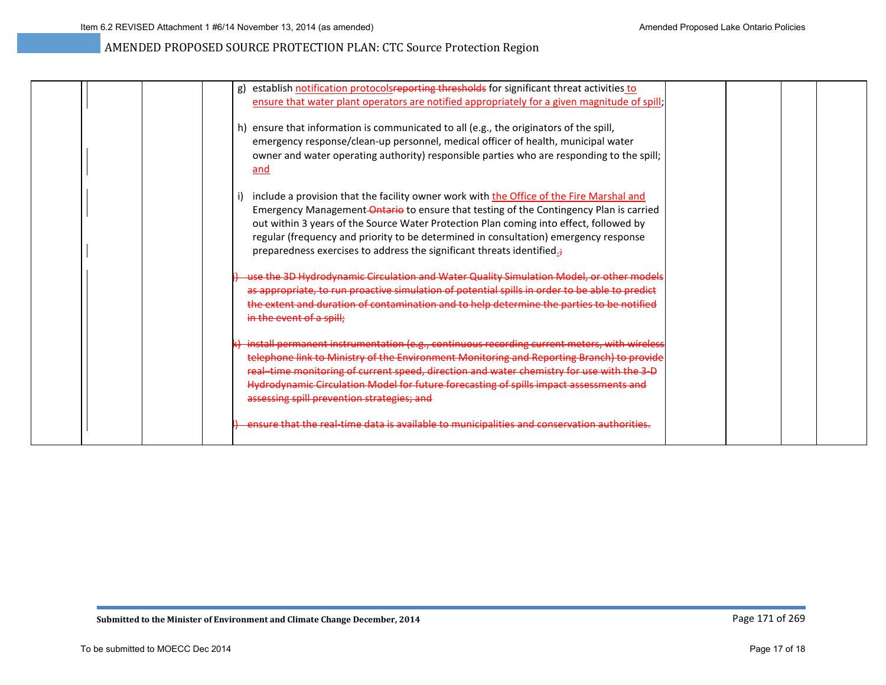AMENDED PROPOSED SOURCE PROTECTION PLAN: CTC Source Protection Region

| | | | | | | | |
|---|---|---|---|---|---|---|---|
| | | | | g) establish <u>notification protocols</u>~~reporting thresholds~~ for significant threat activities <u>to ensure that water plant operators are notified appropriately for a given magnitude of spill</u>;<br><br>h) ensure that information is communicated to all (e.g., the originators of the spill, emergency response/clean-up personnel, medical officer of health, municipal water owner and water operating authority) responsible parties who are responding to the spill; <u>and</u><br><br>i) include a provision that the facility owner work with <u>the Office of the Fire Marshal and</u> Emergency Management ~~Ontario~~ to ensure that testing of the Contingency Plan is carried out within 3 years of the Source Water Protection Plan coming into effect, followed by regular (frequency and priority to be determined in consultation) emergency response preparedness exercises to address the significant threats identified<u>.</u>~~;~~<br><br>~~j) use the 3D Hydrodynamic Circulation and Water Quality Simulation Model, or other models as appropriate, to run proactive simulation of potential spills in order to be able to predict the extent and duration of contamination and to help determine the parties to be notified in the event of a spill;~~<br><br>~~k) install permanent instrumentation (e.g., continuous recording current meters, with wireless telephone link to Ministry of the Environment Monitoring and Reporting Branch) to provide real–time monitoring of current speed, direction and water chemistry for use with the 3-D Hydrodynamic Circulation Model for future forecasting of spills impact assessments and assessing spill prevention strategies; and~~<br><br>~~l) ensure that the real-time data is available to municipalities and conservation authorities.~~ | | | | |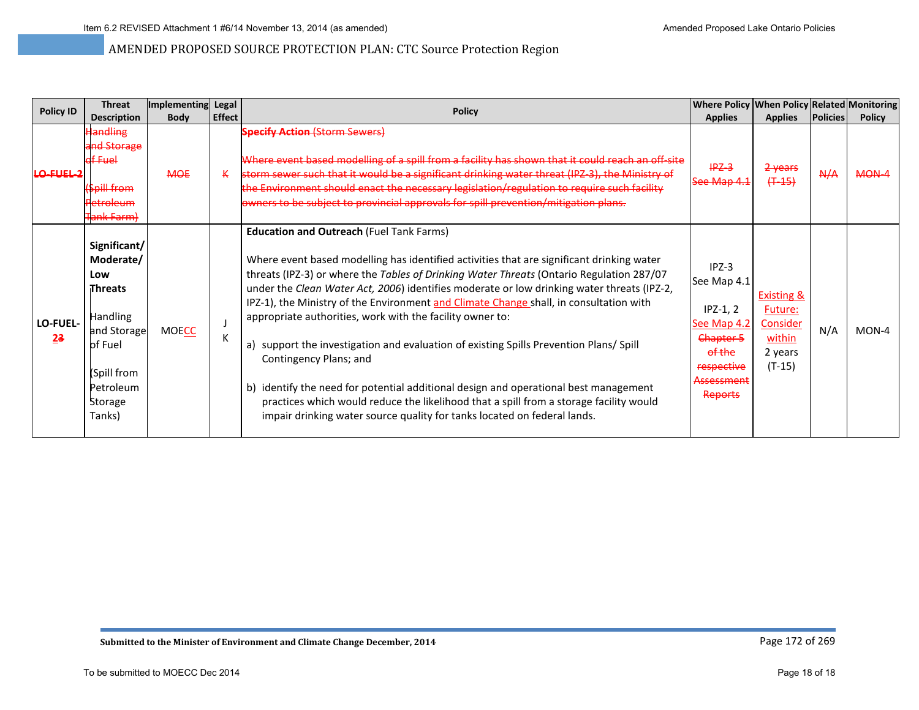AMENDED PROPOSED SOURCE PROTECTION PLAN: CTC Source Protection Region

| Policy ID | Threat Description | Implementing Body | Legal Effect | Policy | Where Policy Applies | When Policy Applies | Related Policies | Monitoring Policy |
|---|---|---|---|---|---|---|---|---|
| ~~LO-FUEL-2~~ | ~~Handling and Storage of Fuel~~ <br><br> ~~(Spill from Petroleum Tank Farm)~~ | ~~MOE~~ | ~~K~~ | ~~**Specify Action** (Storm Sewers)~~ <br><br> ~~Where event based modelling of a spill from a facility has shown that it could reach an off-site storm sewer such that it would be a significant drinking water threat (IPZ-3), the Ministry of the Environment should enact the necessary legislation/regulation to require such facility owners to be subject to provincial approvals for spill prevention/mitigation plans.~~ | ~~IPZ-3 See Map 4.1~~ | ~~2 years (T-15)~~ | ~~N/A~~ | ~~MON-4~~ |
| LO-FUEL-2~~3~~ | **Significant/ Moderate/ Low Threats** <br><br> Handling and Storage of Fuel <br><br> (Spill from Petroleum Storage Tanks) | MOECC | J K | **Education and Outreach** (Fuel Tank Farms) <br><br> Where event based modelling has identified activities that are significant drinking water threats (IPZ-3) or where the *Tables of Drinking Water Threats* (Ontario Regulation 287/07 under the *Clean Water Act, 2006*) identifies moderate or low drinking water threats (IPZ-2, IPZ-1), the Ministry of the Environment and Climate Change shall, in consultation with appropriate authorities, work with the facility owner to: <br><br> a) support the investigation and evaluation of existing Spills Prevention Plans/ Spill Contingency Plans; and <br><br> b) identify the need for potential additional design and operational best management practices which would reduce the likelihood that a spill from a storage facility would impair drinking water source quality for tanks located on federal lands. | IPZ-3 See Map 4.1 <br><br> IPZ-1, 2 See Map 4.2 ~~Chapter 5 of the respective Assessment Reports~~ | Existing & Future: Consider within 2 years (T-15) | N/A | MON-4 |

Submitted to the Minister of Environment and Climate Change December, 2014